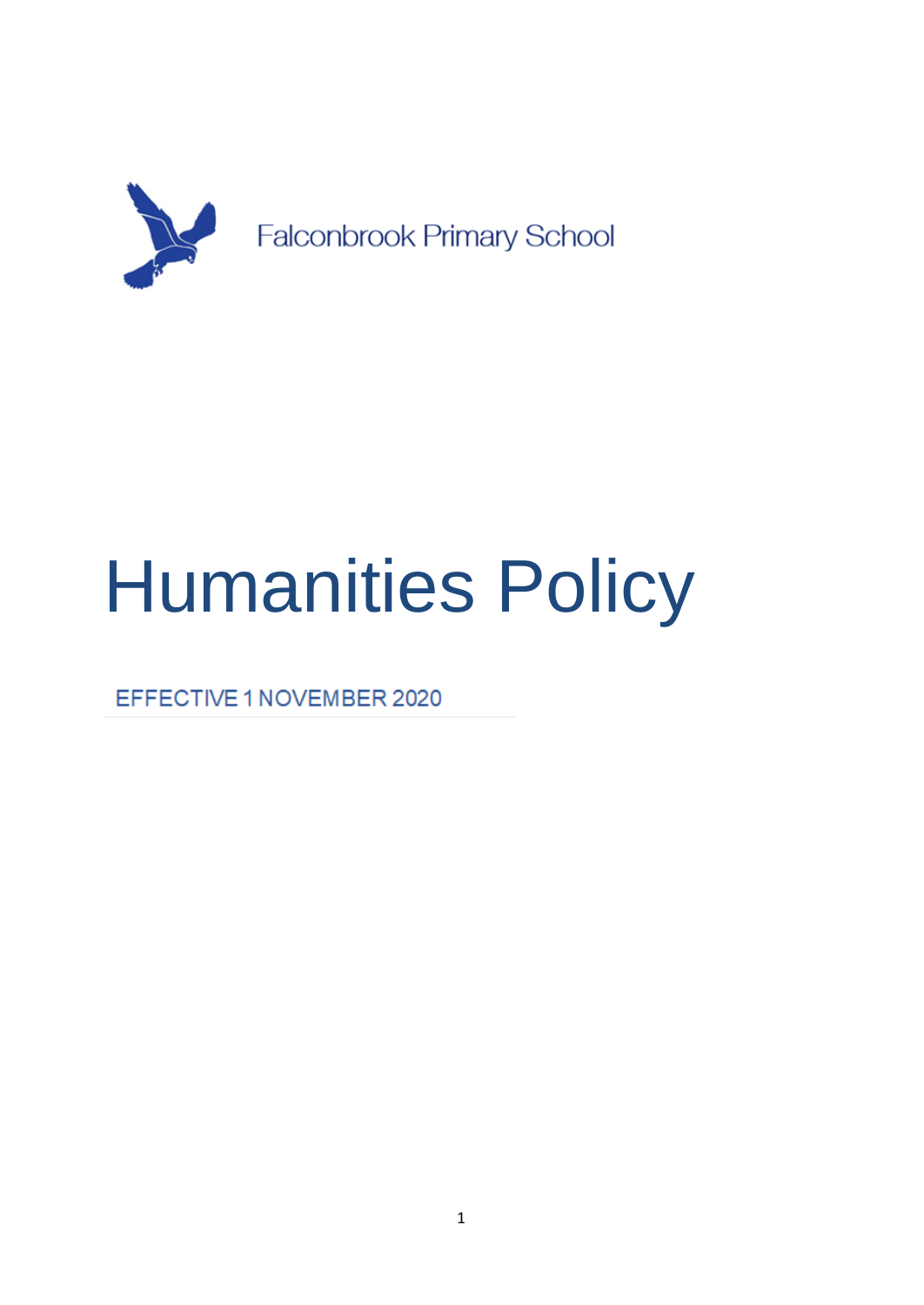Falconbrook Primary School

# Humanities Policy

EFFECTIVE 1 NOVEMBER 2020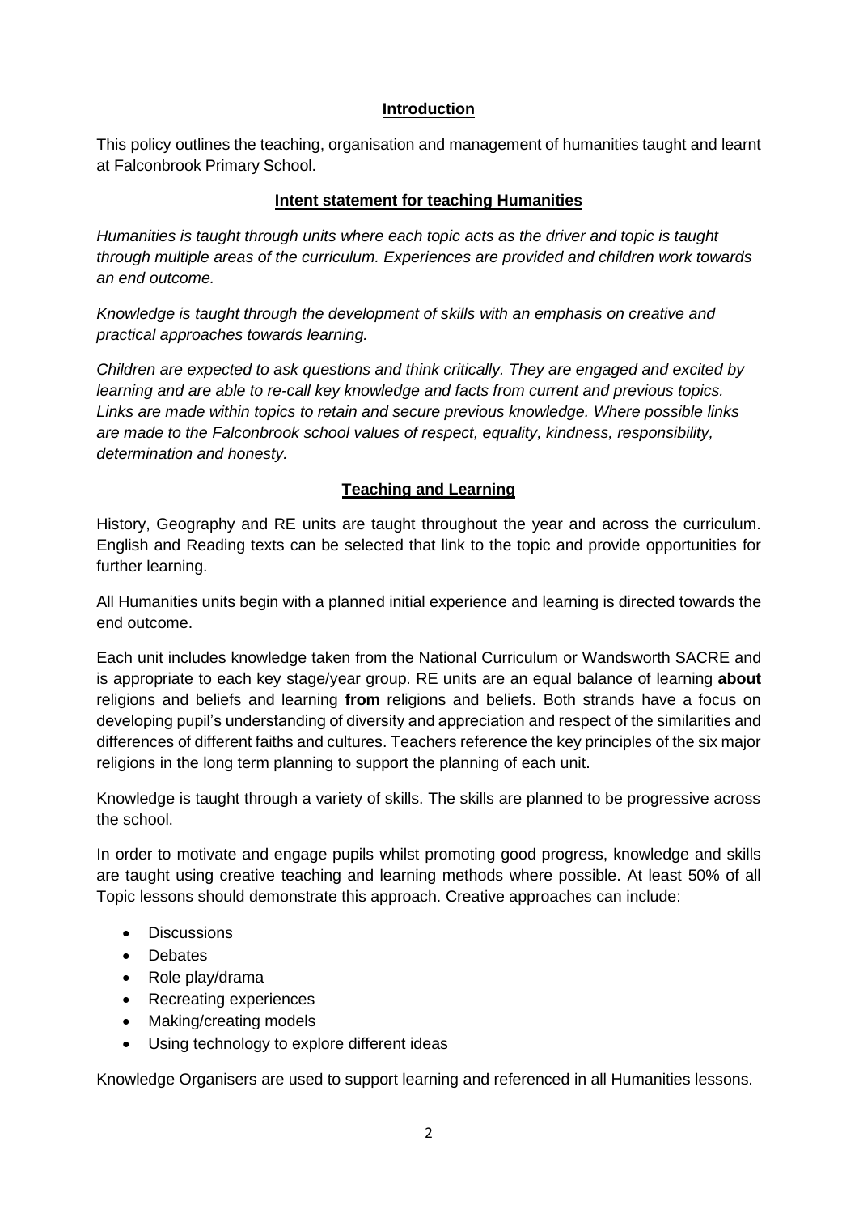## Introduction

This policy outlines the teaching, organisation and management of humanities taught and learnt at Falconbrook Primary School.

## Intent statement for teaching Humanities

*Humanities is taught through units where each topic acts as the driver and topic is taught through multiple areas of the curriculum. Experiences are provided and children work towards an end outcome.*

*Knowledge is taught through the development of skills with an emphasis on creative and practical approaches towards learning.*

*Children are expected to ask questions and think critically. They are engaged and excited by learning and are able to re-call key knowledge and facts from current and previous topics. Links are made within topics to retain and secure previous knowledge. Where possible links are made to the Falconbrook school values of respect, equality, kindness, responsibility, determination and honesty.*

## Teaching and Learning

History, Geography and RE units are taught throughout the year and across the curriculum. English and Reading texts can be selected that link to the topic and provide opportunities for further learning.

All Humanities units begin with a planned initial experience and learning is directed towards the end outcome.

Each unit includes knowledge taken from the National Curriculum or Wandsworth SACRE and is appropriate to each key stage/year group. RE units are an equal balance of learning **about** religions and beliefs and learning **from** religions and beliefs. Both strands have a focus on developing pupil's understanding of diversity and appreciation and respect of the similarities and differences of different faiths and cultures. Teachers reference the key principles of the six major religions in the long term planning to support the planning of each unit.

Knowledge is taught through a variety of skills. The skills are planned to be progressive across the school.

In order to motivate and engage pupils whilst promoting good progress, knowledge and skills are taught using creative teaching and learning methods where possible. At least 50% of all Topic lessons should demonstrate this approach. Creative approaches can include:

- Discussions
- Debates
- Role play/drama
- Recreating experiences
- Making/creating models
- Using technology to explore different ideas

Knowledge Organisers are used to support learning and referenced in all Humanities lessons.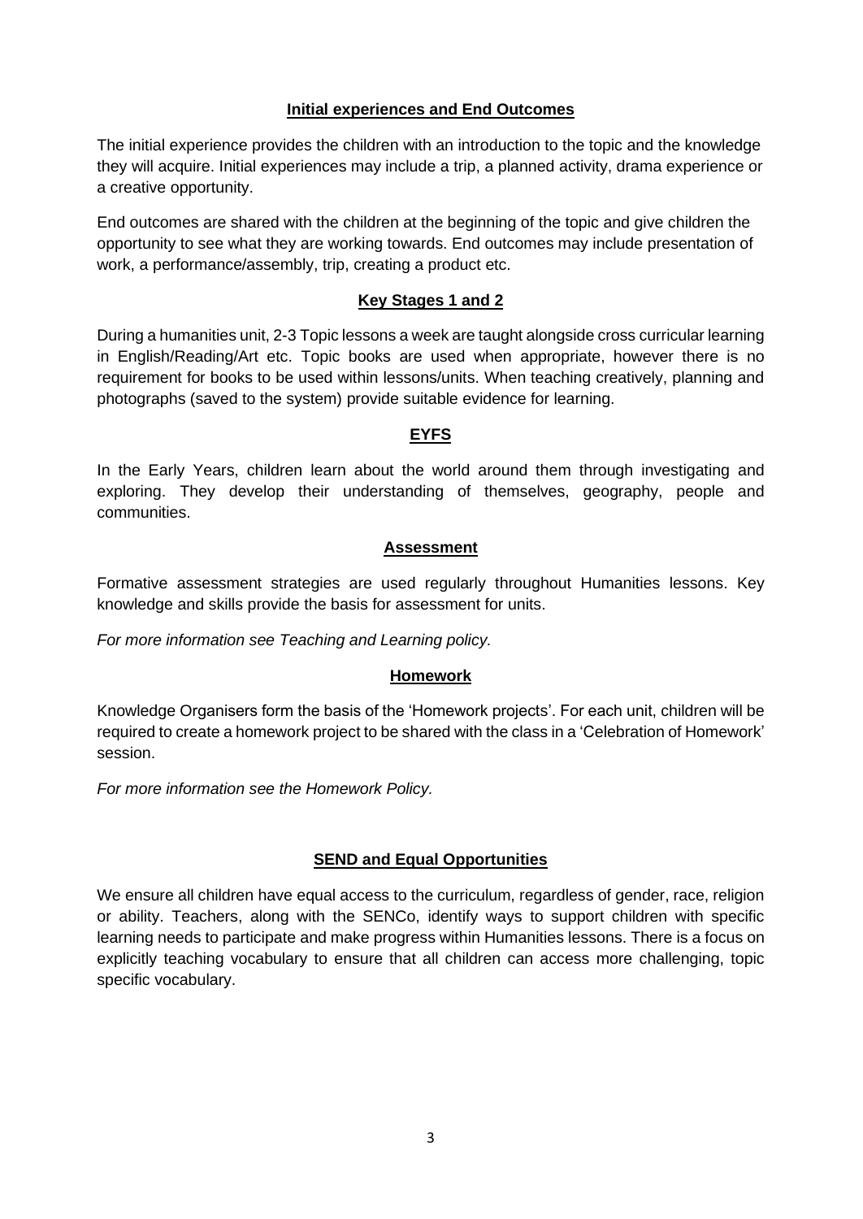## Initial experiences and End Outcomes

The initial experience provides the children with an introduction to the topic and the knowledge they will acquire. Initial experiences may include a trip, a planned activity, drama experience or a creative opportunity.

End outcomes are shared with the children at the beginning of the topic and give children the opportunity to see what they are working towards. End outcomes may include presentation of work, a performance/assembly, trip, creating a product etc.

## Key Stages 1 and 2

During a humanities unit, 2-3 Topic lessons a week are taught alongside cross curricular learning in English/Reading/Art etc. Topic books are used when appropriate, however there is no requirement for books to be used within lessons/units. When teaching creatively, planning and photographs (saved to the system) provide suitable evidence for learning.

## EYFS

In the Early Years, children learn about the world around them through investigating and exploring. They develop their understanding of themselves, geography, people and communities.

## Assessment

Formative assessment strategies are used regularly throughout Humanities lessons. Key knowledge and skills provide the basis for assessment for units.

*For more information see Teaching and Learning policy.*

## Homework

Knowledge Organisers form the basis of the 'Homework projects'. For each unit, children will be required to create a homework project to be shared with the class in a 'Celebration of Homework' session.

*For more information see the Homework Policy.*

## SEND and Equal Opportunities

We ensure all children have equal access to the curriculum, regardless of gender, race, religion or ability. Teachers, along with the SENCo, identify ways to support children with specific learning needs to participate and make progress within Humanities lessons. There is a focus on explicitly teaching vocabulary to ensure that all children can access more challenging, topic specific vocabulary.